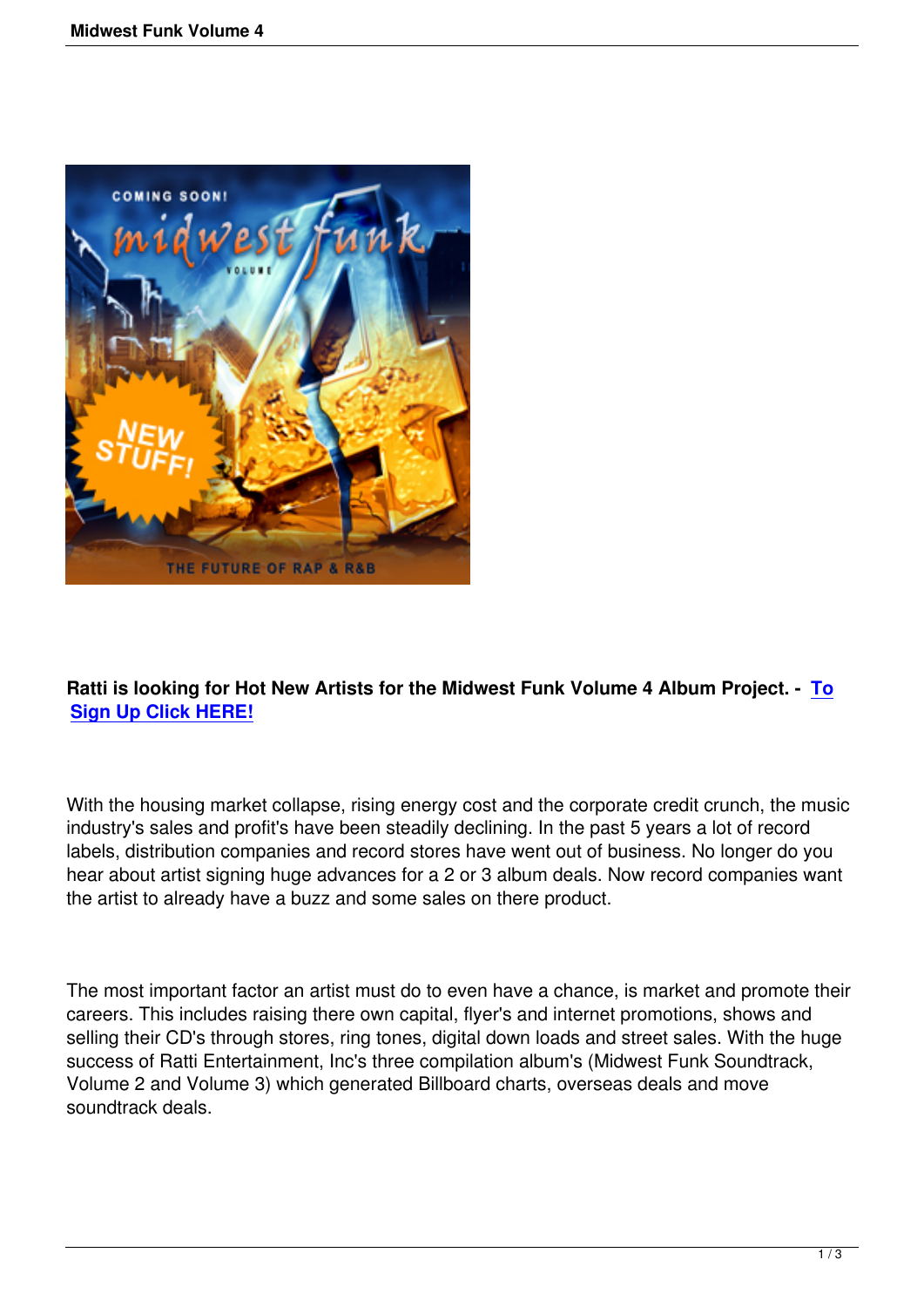**Ratti is looking for Hot New Artists for the Midwest Funk Volume 4 Album Project. - To Sign Up Click HERE!**

With the housing market collapse, rising energy cost and the corporate credit crunch, the music industry's sales and profit's have been steadily declining. In the past 5 years a lot of record labels, distribution companies and record stores have went out of business. No longer do you hear about artist signing huge advances for a 2 or 3 album deals. Now record companies want the artist to already have a buzz and some sales on there product.

The most important factor an artist must do to even have a chance, is market and promote their careers. This includes raising there own capital, flyer's and internet promotions, shows and selling their CD's through stores, ring tones, digital down loads and street sales. With the huge success of Ratti Entertainment, Inc's three compilation album's (Midwest Funk Soundtrack, Volume 2 and Volume 3) which generated Billboard charts, overseas deals and move soundtrack deals.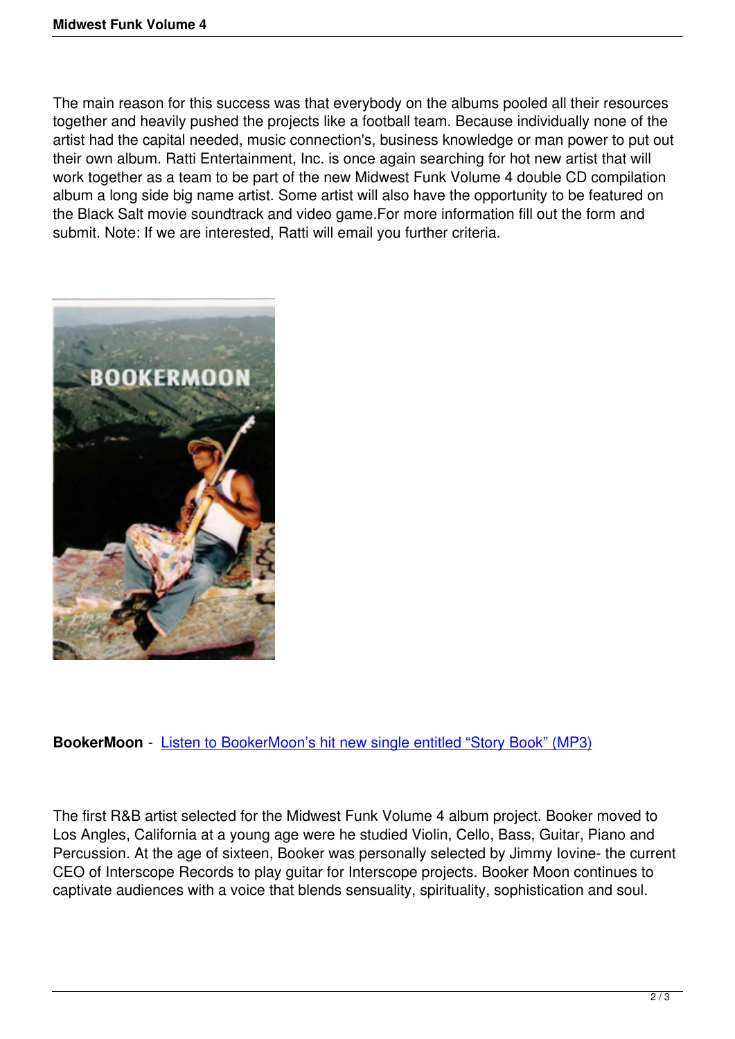The main reason for this success was that everybody on the albums pooled all their resources together and heavily pushed the projects like a football team. Because individually none of the artist had the capital needed, music connection's, business knowledge or man power to put out their own album. Ratti Entertainment, Inc. is once again searching for hot new artist that will work together as a team to be part of the new Midwest Funk Volume 4 double CD compilation album a long side big name artist. Some artist will also have the opportunity to be featured on the Black Salt movie soundtrack and video game.For more information fill out the form and submit. Note: If we are interested, Ratti will email you further criteria.

**BookerMoon** - Listen to BookerMoon's hit new single entitled "Story Book" (MP3)

The first R&B artist selected for the Midwest Funk Volume 4 album project. Booker moved to Los Angles, California at a young age were he studied Violin, Cello, Bass, Guitar, Piano and Percussion. At the age of sixteen, Booker was personally selected by Jimmy Iovine- the current CEO of Interscope Records to play guitar for Interscope projects. Booker Moon continues to captivate audiences with a voice that blends sensuality, spirituality, sophistication and soul.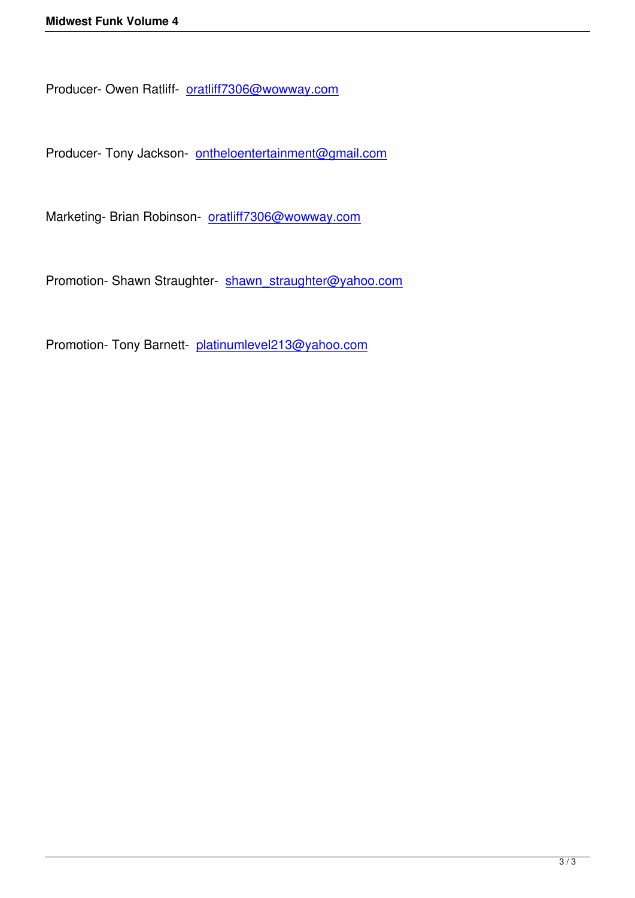Producer- Owen Ratliff- oratliff7306@wowway.com

Producer- Tony Jackson- ontheloentertainment@gmail.com

Marketing- Brian Robinson- oratliff7306@wowway.com

Promotion- Shawn Straughter- shawn_straughter@yahoo.com

Promotion- Tony Barnett- platinumlevel213@yahoo.com